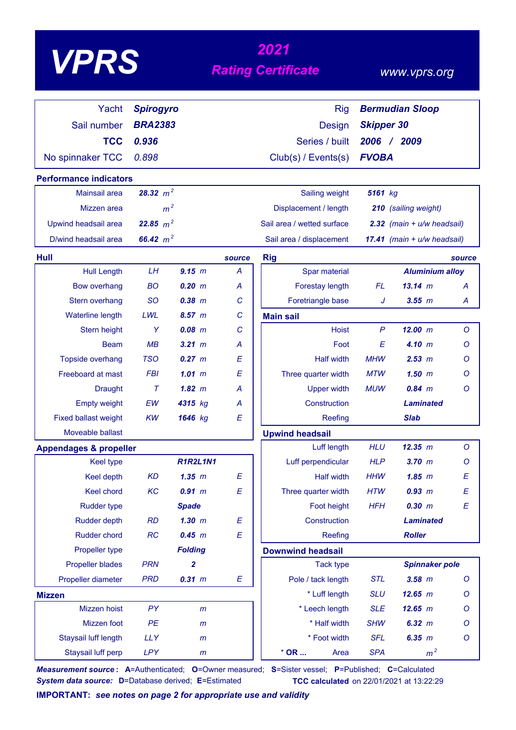# VPRS

## 2021 Rating Certificate

www.vprs.org

| | | | |
|---|---|---|---|
| Yacht | **Spirogyro** | Rig | **Bermudian Sloop** |
| Sail number | **BRA2383** | Design | **Skipper 30** |
| **TCC** | **0.936** | Series / built | **2006 / 2009** |
| No spinnaker TCC | 0.898 | Club(s) / Events(s) | **FVOBA** |

### Performance indicators

| | | | |
|---|---|---|---|
| Mainsail area | **28.32** $m^2$ | Sailing weight | **5161** kg |
| Mizzen area | $m^2$ | Displacement / length | **210** (sailing weight) |
| Upwind headsail area | **22.85** $m^2$ | Sail area / wetted surface | **2.32** (main + u/w headsail) |
| D/wind headsail area | **66.42** $m^2$ | Sail area / displacement | **17.41** (main + u/w headsail) |

### Hull

| | | | source |
|---|---|---|---|
| Hull Length | LH | **9.15** m | A |
| Bow overhang | BO | **0.20** m | A |
| Stern overhang | SO | **0.38** m | C |
| Waterline length | LWL | **8.57** m | C |
| Stern height | Y | **0.08** m | C |
| Beam | MB | **3.21** m | A |
| Topside overhang | TSO | **0.27** m | E |
| Freeboard at mast | FBI | **1.01** m | E |
| Draught | T | **1.82** m | A |
| Empty weight | EW | **4315** kg | A |
| Fixed ballast weight | KW | **1646** kg | E |
| Moveable ballast | | | |

### Appendages & propeller

| | | | |
|---|---|---|---|
| Keel type | | **R1R2L1N1** | |
| Keel depth | KD | **1.35** m | E |
| Keel chord | KC | **0.91** m | E |
| Rudder type | | **Spade** | |
| Rudder depth | RD | **1.30** m | E |
| Rudder chord | RC | **0.45** m | E |
| Propeller type | | **Folding** | |
| Propeller blades | PRN | **2** | |
| Propeller diameter | PRD | **0.31** m | E |

### Mizzen

| | | | |
|---|---|---|---|
| Mizzen hoist | PY | m | |
| Mizzen foot | PE | m | |
| Staysail luff length | LLY | m | |
| Staysail luff perp | LPY | m | |

### Rig

| | | | source |
|---|---|---|---|
| Spar material | | **Aluminium alloy** | |
| Forestay length | FL | **13.14** m | A |
| Foretriangle base | J | **3.55** m | A |

### Main sail

| | | | |
|---|---|---|---|
| Hoist | P | **12.00** m | O |
| Foot | E | **4.10** m | O |
| Half width | MHW | **2.53** m | O |
| Three quarter width | MTW | **1.50** m | O |
| Upper width | MUW | **0.84** m | O |
| Construction | | **Laminated** | |
| Reefing | | **Slab** | |

### Upwind headsail

| | | | |
|---|---|---|---|
| Luff length | HLU | **12.35** m | O |
| Luff perpendicular | HLP | **3.70** m | O |
| Half width | HHW | **1.85** m | E |
| Three quarter width | HTW | **0.93** m | E |
| Foot height | HFH | **0.30** m | E |
| Construction | | **Laminated** | |
| Reefing | | **Roller** | |

### Downwind headsail

| | | | |
|---|---|---|---|
| Tack type | | **Spinnaker pole** | |
| Pole / tack length | STL | **3.58** m | O |
| * Luff length | SLU | **12.65** m | O |
| * Leech length | SLE | **12.65** m | O |
| * Half width | SHW | **6.32** m | O |
| * Foot width | SFL | **6.35** m | O |
| * OR ... Area | SPA | $m^2$ | |

***Measurement source*: A**=Authenticated; **O**=Owner measured; **S**=Sister vessel; **P**=Published; **C**=Calculated

***System data source:* D**=Database derived; **E**=Estimated

**TCC calculated** on 22/01/2021 at 13:22:29

**IMPORTANT:** ***see notes on page 2 for appropriate use and validity***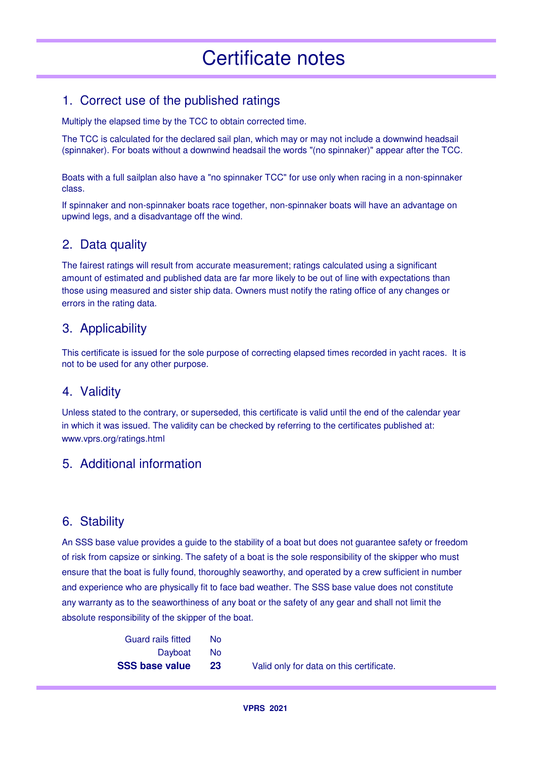# Certificate notes

## 1. Correct use of the published ratings

Multiply the elapsed time by the TCC to obtain corrected time.

The TCC is calculated for the declared sail plan, which may or may not include a downwind headsail (spinnaker). For boats without a downwind headsail the words "(no spinnaker)" appear after the TCC.

Boats with a full sailplan also have a "no spinnaker TCC" for use only when racing in a non-spinnaker class.

If spinnaker and non-spinnaker boats race together, non-spinnaker boats will have an advantage on upwind legs, and a disadvantage off the wind.

## 2. Data quality

The fairest ratings will result from accurate measurement; ratings calculated using a significant amount of estimated and published data are far more likely to be out of line with expectations than those using measured and sister ship data. Owners must notify the rating office of any changes or errors in the rating data.

## 3. Applicability

This certificate is issued for the sole purpose of correcting elapsed times recorded in yacht races. It is not to be used for any other purpose.

## 4. Validity

Unless stated to the contrary, or superseded, this certificate is valid until the end of the calendar year in which it was issued. The validity can be checked by referring to the certificates published at: www.vprs.org/ratings.html

## 5. Additional information

## 6. Stability

An SSS base value provides a guide to the stability of a boat but does not guarantee safety or freedom of risk from capsize or sinking. The safety of a boat is the sole responsibility of the skipper who must ensure that the boat is fully found, thoroughly seaworthy, and operated by a crew sufficient in number and experience who are physically fit to face bad weather. The SSS base value does not constitute any warranty as to the seaworthiness of any boat or the safety of any gear and shall not limit the absolute responsibility of the skipper of the boat.

| | | |
|---|---|---|
| Guard rails fitted | No | |
| Dayboat | No | |
| **SSS base value** | **23** | Valid only for data on this certificate. |

**VPRS 2021**